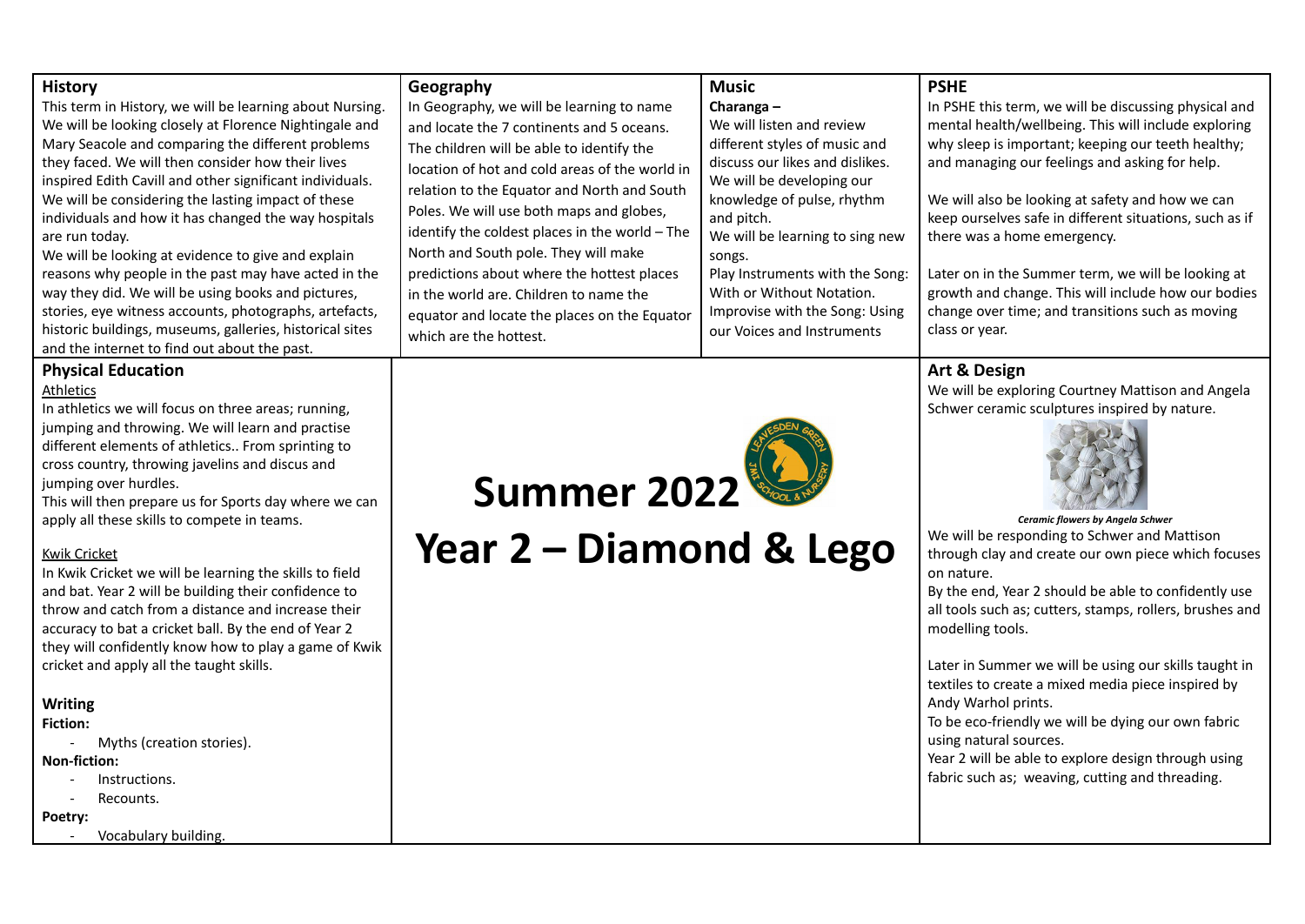# Summer 2022

# Year 2 – Diamond & Lego

## History

This term in History, we will be learning about Nursing. We will be looking closely at Florence Nightingale and Mary Seacole and comparing the different problems they faced. We will then consider how their lives inspired Edith Cavill and other significant individuals. We will be considering the lasting impact of these individuals and how it has changed the way hospitals are run today.

We will be looking at evidence to give and explain reasons why people in the past may have acted in the way they did. We will be using books and pictures, stories, eye witness accounts, photographs, artefacts, historic buildings, museums, galleries, historical sites and the internet to find out about the past.

## Geography

In Geography, we will be learning to name and locate the 7 continents and 5 oceans. The children will be able to identify the location of hot and cold areas of the world in relation to the Equator and North and South Poles. We will use both maps and globes, identify the coldest places in the world – The North and South pole. They will make predictions about where the hottest places in the world are. Children to name the equator and locate the places on the Equator which are the hottest.

## Music

**Charanga –**

We will listen and review different styles of music and discuss our likes and dislikes.

We will be developing our knowledge of pulse, rhythm and pitch.

We will be learning to sing new songs.

Play Instruments with the Song: With or Without Notation.

Improvise with the Song: Using our Voices and Instruments

## PSHE

In PSHE this term, we will be discussing physical and mental health/wellbeing. This will include exploring why sleep is important; keeping our teeth healthy; and managing our feelings and asking for help.

We will also be looking at safety and how we can keep ourselves safe in different situations, such as if there was a home emergency.

Later on in the Summer term, we will be looking at growth and change. This will include how our bodies change over time; and transitions such as moving class or year.

## Physical Education

Athletics

In athletics we will focus on three areas; running, jumping and throwing. We will learn and practise different elements of athletics.. From sprinting to cross country, throwing javelins and discus and jumping over hurdles.

This will then prepare us for Sports day where we can apply all these skills to compete in teams.

Kwik Cricket

In Kwik Cricket we will be learning the skills to field and bat. Year 2 will be building their confidence to throw and catch from a distance and increase their accuracy to bat a cricket ball. By the end of Year 2 they will confidently know how to play a game of Kwik cricket and apply all the taught skills.

## Writing

**Fiction:**

- Myths (creation stories).

**Non-fiction:**

- Instructions.
- Recounts.

**Poetry:**

- Vocabulary building.

## Art & Design

We will be exploring Courtney Mattison and Angela Schwer ceramic sculptures inspired by nature.

***Ceramic flowers by Angela Schwer***

We will be responding to Schwer and Mattison through clay and create our own piece which focuses on nature.

By the end, Year 2 should be able to confidently use all tools such as; cutters, stamps, rollers, brushes and modelling tools.

Later in Summer we will be using our skills taught in textiles to create a mixed media piece inspired by Andy Warhol prints.

To be eco-friendly we will be dying our own fabric using natural sources.

Year 2 will be able to explore design through using fabric such as; weaving, cutting and threading.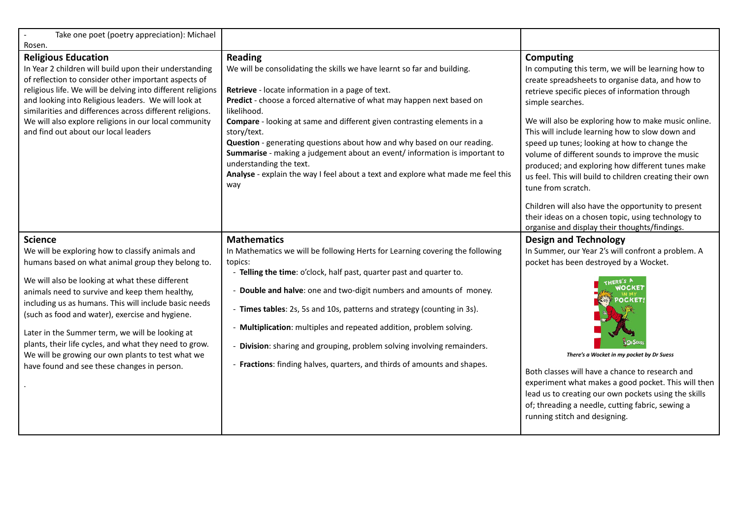| | | |
|---|---|---|
| - Take one poet (poetry appreciation): Michael Rosen. | | |
| **Religious Education**<br>In Year 2 children will build upon their understanding of reflection to consider other important aspects of religious life. We will be delving into different religions and looking into Religious leaders. We will look at similarities and differences across different religions. We will also explore religions in our local community and find out about our local leaders | **Reading**<br>We will be consolidating the skills we have learnt so far and building.<br><br>**Retrieve** - locate information in a page of text.<br>**Predict** - choose a forced alternative of what may happen next based on likelihood.<br>**Compare** - looking at same and different given contrasting elements in a story/text.<br>**Question** - generating questions about how and why based on our reading.<br>**Summarise** - making a judgement about an event/ information is important to understanding the text.<br>**Analyse** - explain the way I feel about a text and explore what made me feel this way | **Computing**<br>In computing this term, we will be learning how to create spreadsheets to organise data, and how to retrieve specific pieces of information through simple searches.<br><br>We will also be exploring how to make music online. This will include learning how to slow down and speed up tunes; looking at how to change the volume of different sounds to improve the music produced; and exploring how different tunes make us feel. This will build to children creating their own tune from scratch.<br><br>Children will also have the opportunity to present their ideas on a chosen topic, using technology to organise and display their thoughts/findings. |
| **Science**<br>We will be exploring how to classify animals and humans based on what animal group they belong to.<br><br>We will also be looking at what these different animals need to survive and keep them healthy, including us as humans. This will include basic needs (such as food and water), exercise and hygiene.<br><br>Later in the Summer term, we will be looking at plants, their life cycles, and what they need to grow. We will be growing our own plants to test what we have found and see these changes in person.<br><br>. | **Mathematics**<br>In Mathematics we will be following Herts for Learning covering the following topics:<br>- **Telling the time**: o'clock, half past, quarter past and quarter to.<br>- **Double and halve**: one and two-digit numbers and amounts of money.<br>- **Times tables**: 2s, 5s and 10s, patterns and strategy (counting in 3s).<br>- **Multiplication**: multiples and repeated addition, problem solving.<br>- **Division**: sharing and grouping, problem solving involving remainders.<br>- **Fractions**: finding halves, quarters, and thirds of amounts and shapes. | **Design and Technology**<br>In Summer, our Year 2's will confront a problem. A pocket has been destroyed by a Wocket.<br><br>*There's a Wocket in my pocket by Dr Suess*<br><br>Both classes will have a chance to research and experiment what makes a good pocket. This will then lead us to creating our own pockets using the skills of; threading a needle, cutting fabric, sewing a running stitch and designing. |